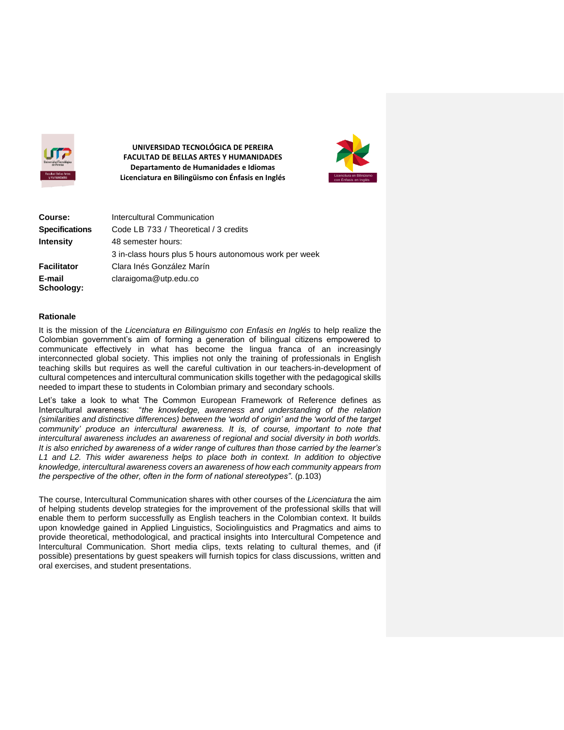**UNIVERSIDAD TECNOLÓGICA DE PEREIRA**
**FACULTAD DE BELLAS ARTES Y HUMANIDADES**
**Departamento de Humanidades e Idiomas**
**Licenciatura en Bilingüismo con Énfasis en Inglés**

| | |
|---|---|
| **Course:** | Intercultural Communication |
| **Specifications** | Code LB 733 / Theoretical / 3 credits |
| **Intensity** | 48 semester hours: |
| | 3 in-class hours plus 5 hours autonomous work per week |
| **Facilitator** | Clara Inés González Marín |
| **E-mail** | claraigoma@utp.edu.co |
| **Schoology:** | |

## Rationale

It is the mission of the *Licenciatura en Bilinguismo con Enfasis en Inglés* to help realize the Colombian government's aim of forming a generation of bilingual citizens empowered to communicate effectively in what has become the lingua franca of an increasingly interconnected global society. This implies not only the training of professionals in English teaching skills but requires as well the careful cultivation in our teachers-in-development of cultural competences and intercultural communication skills together with the pedagogical skills needed to impart these to students in Colombian primary and secondary schools.

Let's take a look to what The Common European Framework of Reference defines as Intercultural awareness: "*the knowledge, awareness and understanding of the relation (similarities and distinctive differences) between the 'world of origin' and the 'world of the target community' produce an intercultural awareness. It is, of course, important to note that intercultural awareness includes an awareness of regional and social diversity in both worlds. It is also enriched by awareness of a wider range of cultures than those carried by the learner's L1 and L2. This wider awareness helps to place both in context. In addition to objective knowledge, intercultural awareness covers an awareness of how each community appears from the perspective of the other, often in the form of national stereotypes*". (p.103)

The course, Intercultural Communication shares with other courses of the *Licenciatura* the aim of helping students develop strategies for the improvement of the professional skills that will enable them to perform successfully as English teachers in the Colombian context. It builds upon knowledge gained in Applied Linguistics, Sociolinguistics and Pragmatics and aims to provide theoretical, methodological, and practical insights into Intercultural Competence and Intercultural Communication. Short media clips, texts relating to cultural themes, and (if possible) presentations by guest speakers will furnish topics for class discussions, written and oral exercises, and student presentations.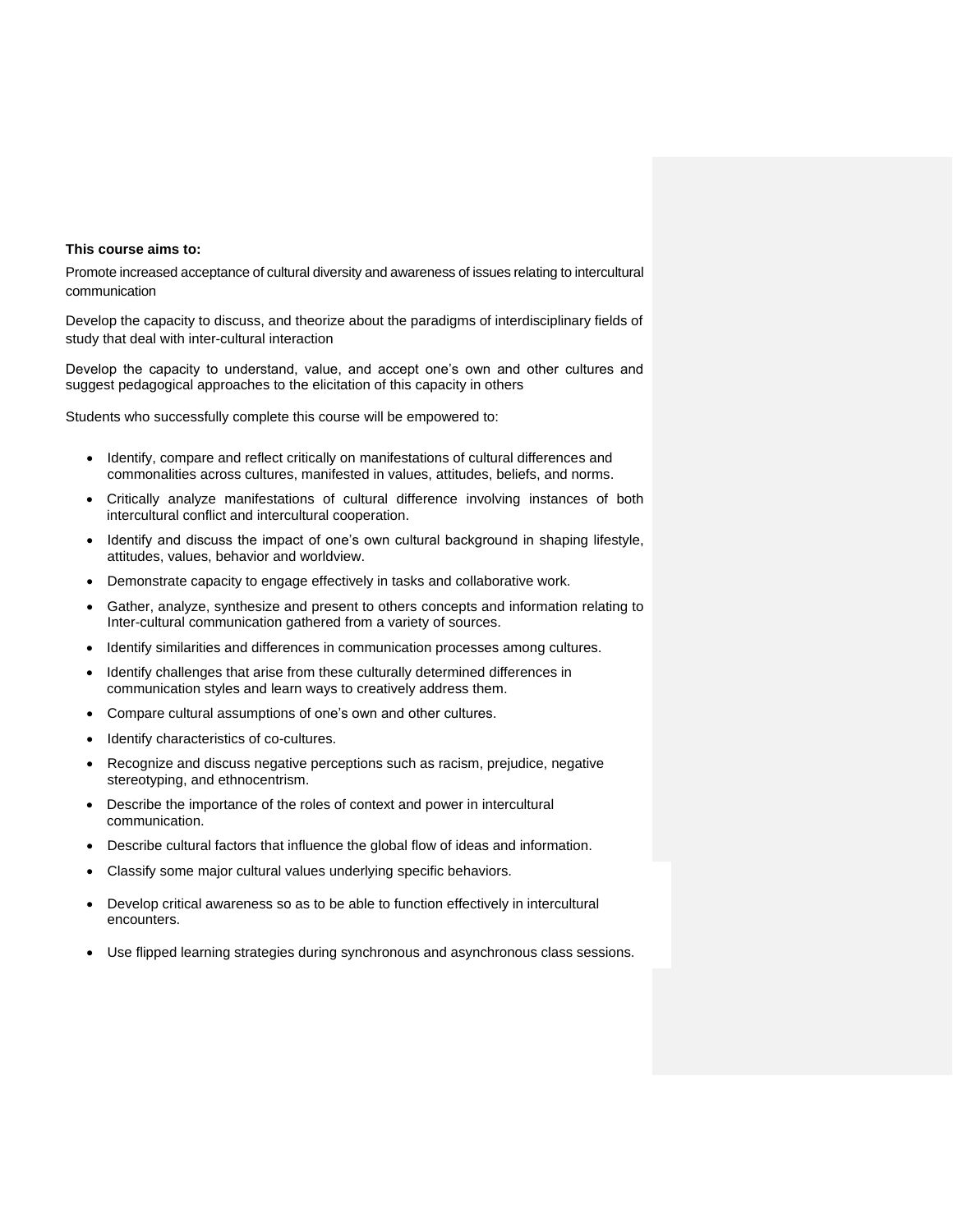**This course aims to:**

Promote increased acceptance of cultural diversity and awareness of issues relating to intercultural communication

Develop the capacity to discuss, and theorize about the paradigms of interdisciplinary fields of study that deal with inter-cultural interaction

Develop the capacity to understand, value, and accept one's own and other cultures and suggest pedagogical approaches to the elicitation of this capacity in others

Students who successfully complete this course will be empowered to:

- Identify, compare and reflect critically on manifestations of cultural differences and commonalities across cultures, manifested in values, attitudes, beliefs, and norms.
- Critically analyze manifestations of cultural difference involving instances of both intercultural conflict and intercultural cooperation.
- Identify and discuss the impact of one's own cultural background in shaping lifestyle, attitudes, values, behavior and worldview.
- Demonstrate capacity to engage effectively in tasks and collaborative work.
- Gather, analyze, synthesize and present to others concepts and information relating to Inter-cultural communication gathered from a variety of sources.
- Identify similarities and differences in communication processes among cultures.
- Identify challenges that arise from these culturally determined differences in communication styles and learn ways to creatively address them.
- Compare cultural assumptions of one's own and other cultures.
- Identify characteristics of co-cultures.
- Recognize and discuss negative perceptions such as racism, prejudice, negative stereotyping, and ethnocentrism.
- Describe the importance of the roles of context and power in intercultural communication.
- Describe cultural factors that influence the global flow of ideas and information.
- Classify some major cultural values underlying specific behaviors.
- Develop critical awareness so as to be able to function effectively in intercultural encounters.
- Use flipped learning strategies during synchronous and asynchronous class sessions.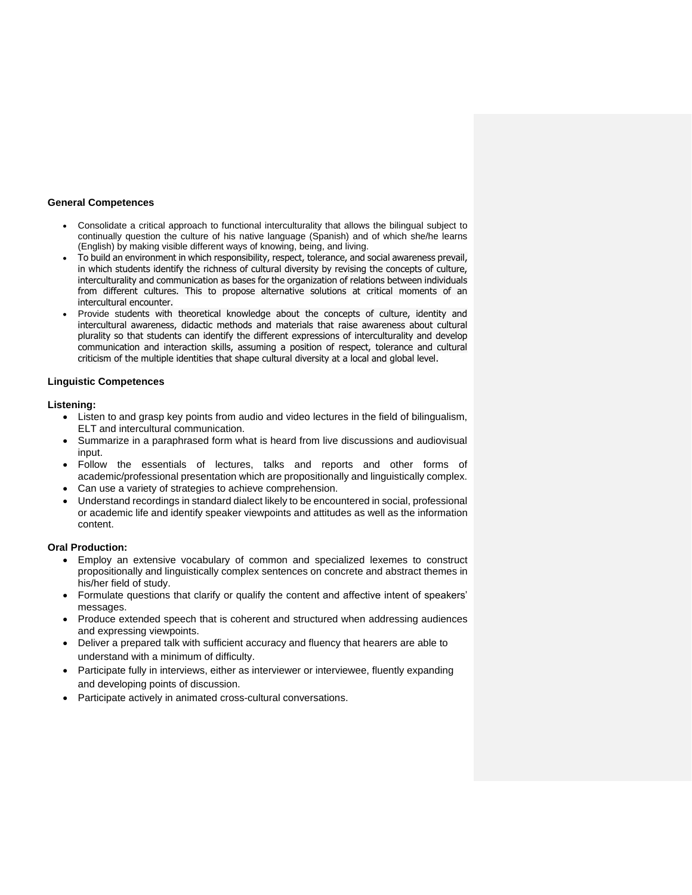**General Competences**

- Consolidate a critical approach to functional interculturality that allows the bilingual subject to continually question the culture of his native language (Spanish) and of which she/he learns (English) by making visible different ways of knowing, being, and living.
- To build an environment in which responsibility, respect, tolerance, and social awareness prevail, in which students identify the richness of cultural diversity by revising the concepts of culture, interculturality and communication as bases for the organization of relations between individuals from different cultures. This to propose alternative solutions at critical moments of an intercultural encounter.
- Provide students with theoretical knowledge about the concepts of culture, identity and intercultural awareness, didactic methods and materials that raise awareness about cultural plurality so that students can identify the different expressions of interculturality and develop communication and interaction skills, assuming a position of respect, tolerance and cultural criticism of the multiple identities that shape cultural diversity at a local and global level.

**Linguistic Competences**

**Listening:**

- Listen to and grasp key points from audio and video lectures in the field of bilingualism, ELT and intercultural communication.
- Summarize in a paraphrased form what is heard from live discussions and audiovisual input.
- Follow the essentials of lectures, talks and reports and other forms of academic/professional presentation which are propositionally and linguistically complex.
- Can use a variety of strategies to achieve comprehension.
- Understand recordings in standard dialect likely to be encountered in social, professional or academic life and identify speaker viewpoints and attitudes as well as the information content.

**Oral Production:**

- Employ an extensive vocabulary of common and specialized lexemes to construct propositionally and linguistically complex sentences on concrete and abstract themes in his/her field of study.
- Formulate questions that clarify or qualify the content and affective intent of speakers' messages.
- Produce extended speech that is coherent and structured when addressing audiences and expressing viewpoints.
- Deliver a prepared talk with sufficient accuracy and fluency that hearers are able to understand with a minimum of difficulty.
- Participate fully in interviews, either as interviewer or interviewee, fluently expanding and developing points of discussion.
- Participate actively in animated cross-cultural conversations.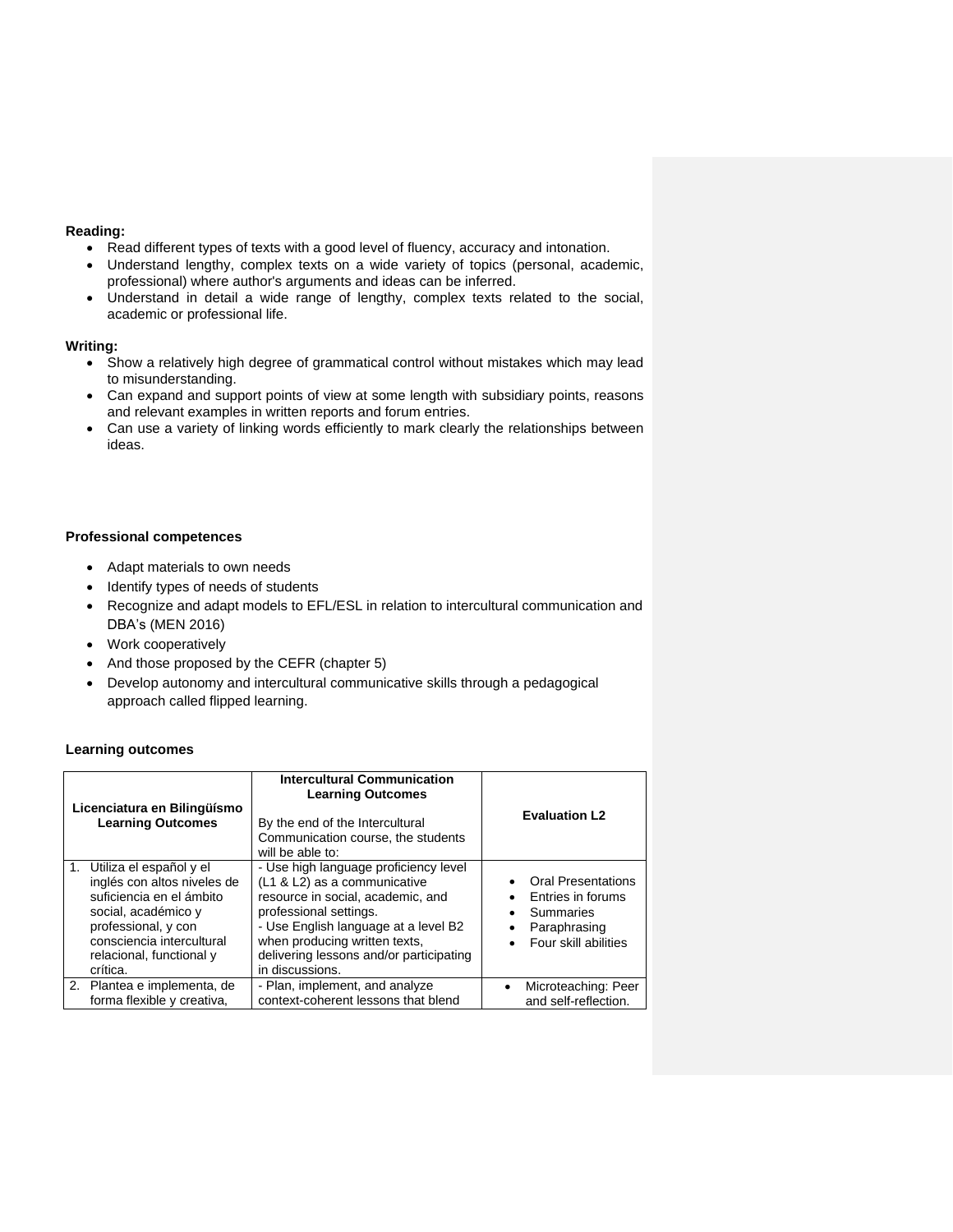**Reading:**

- Read different types of texts with a good level of fluency, accuracy and intonation.
- Understand lengthy, complex texts on a wide variety of topics (personal, academic, professional) where author's arguments and ideas can be inferred.
- Understand in detail a wide range of lengthy, complex texts related to the social, academic or professional life.

**Writing:**

- Show a relatively high degree of grammatical control without mistakes which may lead to misunderstanding.
- Can expand and support points of view at some length with subsidiary points, reasons and relevant examples in written reports and forum entries.
- Can use a variety of linking words efficiently to mark clearly the relationships between ideas.

**Professional competences**

- Adapt materials to own needs
- Identify types of needs of students
- Recognize and adapt models to EFL/ESL in relation to intercultural communication and DBA's (MEN 2016)
- Work cooperatively
- And those proposed by the CEFR (chapter 5)
- Develop autonomy and intercultural communicative skills through a pedagogical approach called flipped learning.

**Learning outcomes**

| **Licenciatura en Bilingüísmo Learning Outcomes** | **Intercultural Communication Learning Outcomes**<br><br>By the end of the Intercultural Communication course, the students will be able to: | **Evaluation L2** |
|---|---|---|
| 1. Utiliza el español y el inglés con altos niveles de suficiencia en el ámbito social, académico y professional, y con consciencia intercultural relacional, functional y crítica. | - Use high language proficiency level (L1 & L2) as a communicative resource in social, academic, and professional settings.<br>- Use English language at a level B2 when producing written texts, delivering lessons and/or participating in discussions. | • Oral Presentations<br>• Entries in forums<br>• Summaries<br>• Paraphrasing<br>• Four skill abilities |
| 2. Plantea e implementa, de forma flexible y creativa, | - Plan, implement, and analyze context-coherent lessons that blend | • Microteaching: Peer and self-reflection. |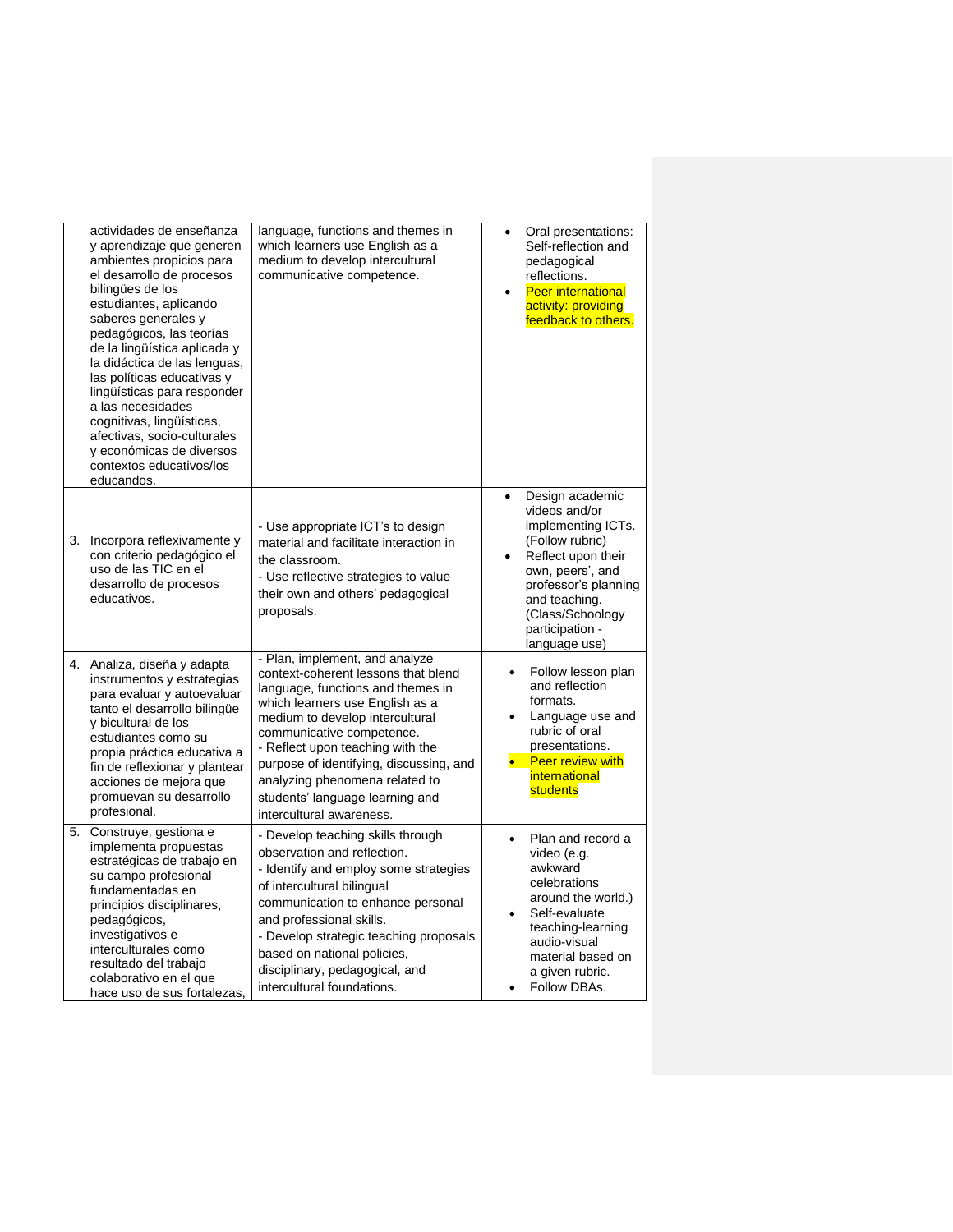| | | |
|---|---|---|
| actividades de enseñanza y aprendizaje que generen ambientes propicios para el desarrollo de procesos bilingües de los estudiantes, aplicando saberes generales y pedagógicos, las teorías de la lingüística aplicada y la didáctica de las lenguas, las políticas educativas y lingüísticas para responder a las necesidades cognitivas, lingüísticas, afectivas, socio-culturales y económicas de diversos contextos educativos/los educandos. | language, functions and themes in which learners use English as a medium to develop intercultural communicative competence. | • Oral presentations: Self-reflection and pedagogical reflections.<br>• Peer international activity: providing feedback to others. |
| 3. Incorpora reflexivamente y con criterio pedagógico el uso de las TIC en el desarrollo de procesos educativos. | - Use appropriate ICT's to design material and facilitate interaction in the classroom.<br>- Use reflective strategies to value their own and others' pedagogical proposals. | • Design academic videos and/or implementing ICTs. (Follow rubric)<br>• Reflect upon their own, peers', and professor's planning and teaching. (Class/Schoology participation - language use) |
| 4. Analiza, diseña y adapta instrumentos y estrategias para evaluar y autoevaluar tanto el desarrollo bilingüe y bicultural de los estudiantes como su propia práctica educativa a fin de reflexionar y plantear acciones de mejora que promuevan su desarrollo profesional. | - Plan, implement, and analyze context-coherent lessons that blend language, functions and themes in which learners use English as a medium to develop intercultural communicative competence.<br>- Reflect upon teaching with the purpose of identifying, discussing, and analyzing phenomena related to students' language learning and intercultural awareness. | • Follow lesson plan and reflection formats.<br>• Language use and rubric of oral presentations.<br>• Peer review with international students |
| 5. Construye, gestiona e implementa propuestas estratégicas de trabajo en su campo profesional fundamentadas en principios disciplinares, pedagógicos, investigativos e interculturales como resultado del trabajo colaborativo en el que hace uso de sus fortalezas, | - Develop teaching skills through observation and reflection.<br>- Identify and employ some strategies of intercultural bilingual communication to enhance personal and professional skills.<br>- Develop strategic teaching proposals based on national policies, disciplinary, pedagogical, and intercultural foundations. | • Plan and record a video (e.g. awkward celebrations around the world.)<br>• Self-evaluate teaching-learning audio-visual material based on a given rubric.<br>• Follow DBAs. |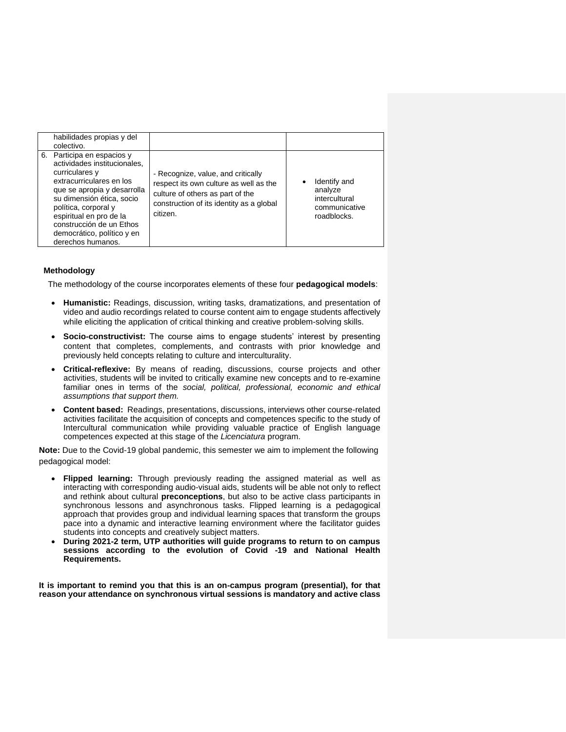| | | |
|---|---|---|
| habilidades propias y del colectivo. | | |
| 6. Participa en espacios y actividades institucionales, curriculares y extracurriculares en los que se apropia y desarrolla su dimensión ética, socio política, corporal y espiritual en pro de la construcción de un Ethos democrático, político y en derechos humanos. | - Recognize, value, and critically respect its own culture as well as the culture of others as part of the construction of its identity as a global citizen. | • Identify and analyze intercultural communicative roadblocks. |

**Methodology**

The methodology of the course incorporates elements of these four **pedagogical models**:

- **Humanistic:** Readings, discussion, writing tasks, dramatizations, and presentation of video and audio recordings related to course content aim to engage students affectively while eliciting the application of critical thinking and creative problem-solving skills.
- **Socio-constructivist:** The course aims to engage students' interest by presenting content that completes, complements, and contrasts with prior knowledge and previously held concepts relating to culture and interculturality.
- **Critical-reflexive:** By means of reading, discussions, course projects and other activities, students will be invited to critically examine new concepts and to re-examine familiar ones in terms of the *social, political, professional, economic and ethical assumptions that support them.*
- **Content based:** Readings, presentations, discussions, interviews other course-related activities facilitate the acquisition of concepts and competences specific to the study of Intercultural communication while providing valuable practice of English language competences expected at this stage of the *Licenciatura* program.

**Note:** Due to the Covid-19 global pandemic, this semester we aim to implement the following pedagogical model:

- **Flipped learning:** Through previously reading the assigned material as well as interacting with corresponding audio-visual aids, students will be able not only to reflect and rethink about cultural **preconceptions**, but also to be active class participants in synchronous lessons and asynchronous tasks. Flipped learning is a pedagogical approach that provides group and individual learning spaces that transform the groups pace into a dynamic and interactive learning environment where the facilitator guides students into concepts and creatively subject matters.
- **During 2021-2 term, UTP authorities will guide programs to return to on campus sessions according to the evolution of Covid -19 and National Health Requirements.**

**It is important to remind you that this is an on-campus program (presential), for that reason your attendance on synchronous virtual sessions is mandatory and active class**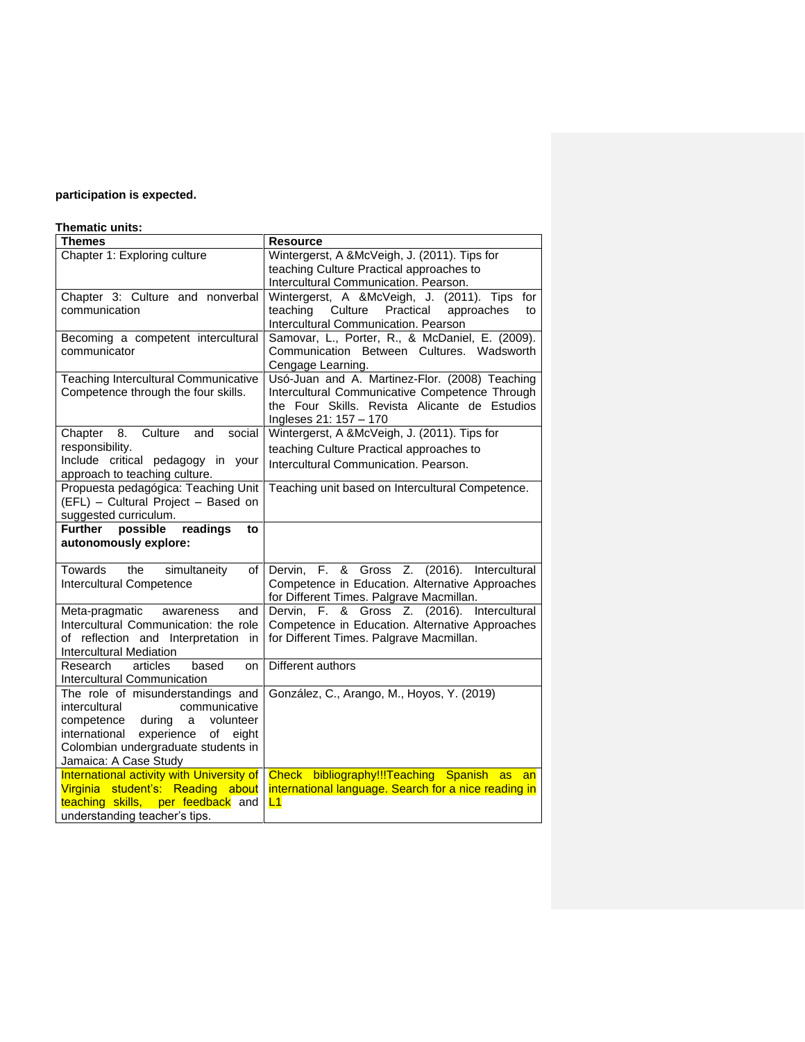**participation is expected.**

**Thematic units:**

| Themes | Resource |
|---|---|
| Chapter 1: Exploring culture | Wintergerst, A &McVeigh, J. (2011). Tips for teaching Culture Practical approaches to Intercultural Communication. Pearson. |
| Chapter 3: Culture and nonverbal communication | Wintergerst, A &McVeigh, J. (2011). Tips for teaching Culture Practical approaches to Intercultural Communication. Pearson |
| Becoming a competent intercultural communicator | Samovar, L., Porter, R., & McDaniel, E. (2009). Communication Between Cultures. Wadsworth Cengage Learning. |
| Teaching Intercultural Communicative Competence through the four skills. | Usó-Juan and A. Martinez-Flor. (2008) Teaching Intercultural Communicative Competence Through the Four Skills. Revista Alicante de Estudios Ingleses 21: 157 – 170 |
| Chapter 8. Culture and social responsibility. Include critical pedagogy in your approach to teaching culture. | Wintergerst, A &McVeigh, J. (2011). Tips for teaching Culture Practical approaches to Intercultural Communication. Pearson. |
| Propuesta pedagógica: Teaching Unit (EFL) – Cultural Project – Based on suggested curriculum. | Teaching unit based on Intercultural Competence. |
| **Further possible readings to autonomously explore:** | |
| Towards the simultaneity of Intercultural Competence | Dervin, F. & Gross Z. (2016). Intercultural Competence in Education. Alternative Approaches for Different Times. Palgrave Macmillan. |
| Meta-pragmatic awareness and Intercultural Communication: the role of reflection and Interpretation in Intercultural Mediation | Dervin, F. & Gross Z. (2016). Intercultural Competence in Education. Alternative Approaches for Different Times. Palgrave Macmillan. |
| Research articles based on Intercultural Communication | Different authors |
| The role of misunderstandings and intercultural communicative competence during a volunteer international experience of eight Colombian undergraduate students in Jamaica: A Case Study | González, C., Arango, M., Hoyos, Y. (2019) |
| International activity with University of Virginia student's: Reading about teaching skills, per feedback and understanding teacher's tips. | Check bibliography!!!Teaching Spanish as an international language. Search for a nice reading in L1 |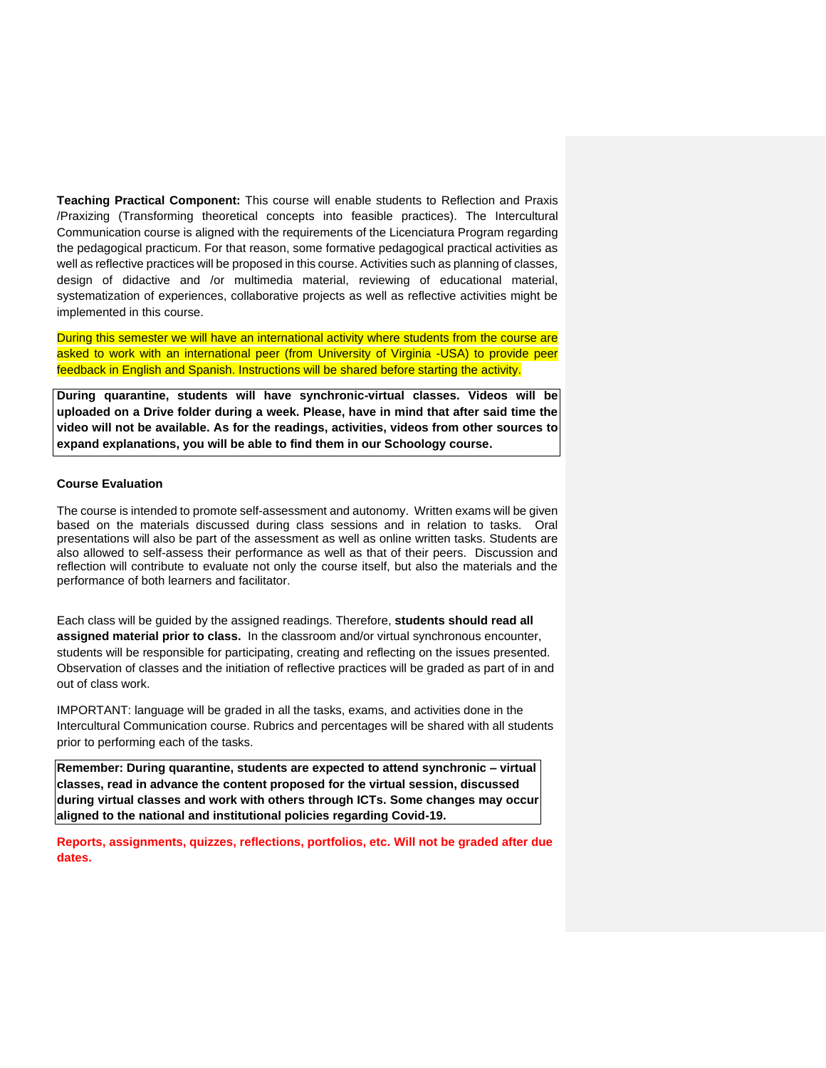**Teaching Practical Component:** This course will enable students to Reflection and Praxis /Praxizing (Transforming theoretical concepts into feasible practices). The Intercultural Communication course is aligned with the requirements of the Licenciatura Program regarding the pedagogical practicum. For that reason, some formative pedagogical practical activities as well as reflective practices will be proposed in this course. Activities such as planning of classes, design of didactive and /or multimedia material, reviewing of educational material, systematization of experiences, collaborative projects as well as reflective activities might be implemented in this course.

During this semester we will have an international activity where students from the course are asked to work with an international peer (from University of Virginia -USA) to provide peer feedback in English and Spanish. Instructions will be shared before starting the activity.

**During quarantine, students will have synchronic-virtual classes. Videos will be uploaded on a Drive folder during a week. Please, have in mind that after said time the video will not be available. As for the readings, activities, videos from other sources to expand explanations, you will be able to find them in our Schoology course.**

**Course Evaluation**

The course is intended to promote self-assessment and autonomy. Written exams will be given based on the materials discussed during class sessions and in relation to tasks. Oral presentations will also be part of the assessment as well as online written tasks. Students are also allowed to self-assess their performance as well as that of their peers. Discussion and reflection will contribute to evaluate not only the course itself, but also the materials and the performance of both learners and facilitator.

Each class will be guided by the assigned readings. Therefore, **students should read all assigned material prior to class.** In the classroom and/or virtual synchronous encounter, students will be responsible for participating, creating and reflecting on the issues presented. Observation of classes and the initiation of reflective practices will be graded as part of in and out of class work.

IMPORTANT: language will be graded in all the tasks, exams, and activities done in the Intercultural Communication course. Rubrics and percentages will be shared with all students prior to performing each of the tasks.

**Remember: During quarantine, students are expected to attend synchronic – virtual classes, read in advance the content proposed for the virtual session, discussed during virtual classes and work with others through ICTs. Some changes may occur aligned to the national and institutional policies regarding Covid-19.**

**Reports, assignments, quizzes, reflections, portfolios, etc. Will not be graded after due dates.**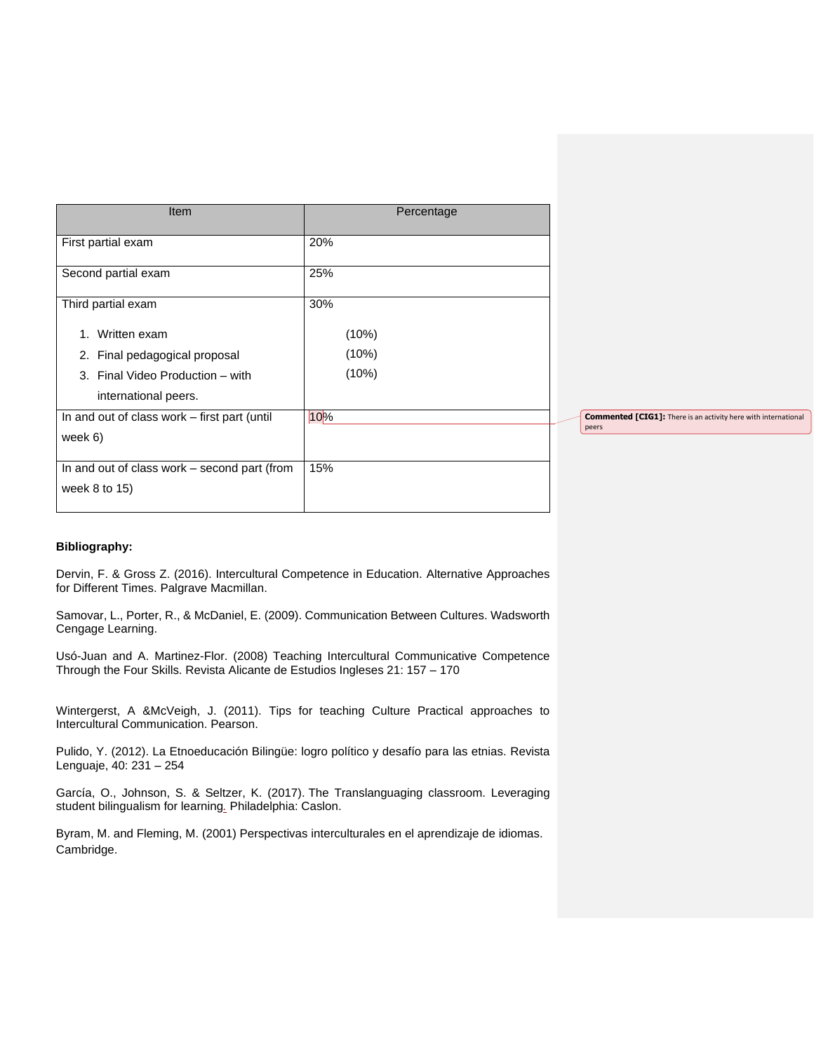| Item | Percentage |
|---|---|
| First partial exam | 20% |
| Second partial exam | 25% |
| Third partial exam<br>1. Written exam<br>2. Final pedagogical proposal<br>3. Final Video Production – with international peers. | 30%<br>(10%)<br>(10%)<br>(10%) |
| In and out of class work – first part (until week 6) | 10% |
| In and out of class work – second part (from week 8 to 15) | 15% |

**Commented [CIG1]:** There is an activity here with international peers

**Bibliography:**

Dervin, F. & Gross Z. (2016). Intercultural Competence in Education. Alternative Approaches for Different Times. Palgrave Macmillan.

Samovar, L., Porter, R., & McDaniel, E. (2009). Communication Between Cultures. Wadsworth Cengage Learning.

Usó-Juan and A. Martinez-Flor. (2008) Teaching Intercultural Communicative Competence Through the Four Skills. Revista Alicante de Estudios Ingleses 21: 157 – 170

Wintergerst, A &McVeigh, J. (2011). Tips for teaching Culture Practical approaches to Intercultural Communication. Pearson.

Pulido, Y. (2012). La Etnoeducación Bilingüe: logro político y desafío para las etnias. Revista Lenguaje, 40: 231 – 254

García, O., Johnson, S. & Seltzer, K. (2017). The Translanguaging classroom. Leveraging student bilingualism for learning. Philadelphia: Caslon.

Byram, M. and Fleming, M. (2001) Perspectivas interculturales en el aprendizaje de idiomas. Cambridge.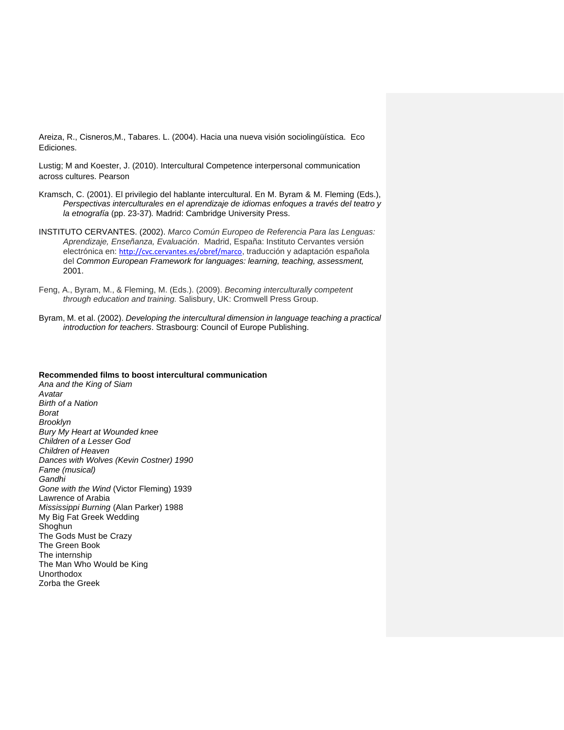Areiza, R., Cisneros,M., Tabares. L. (2004). Hacia una nueva visión sociolingüística. Eco Ediciones.

Lustig; M and Koester, J. (2010). Intercultural Competence interpersonal communication across cultures. Pearson

Kramsch, C. (2001). El privilegio del hablante intercultural. En M. Byram & M. Fleming (Eds.), *Perspectivas interculturales en el aprendizaje de idiomas enfoques a través del teatro y la etnografía* (pp. 23-37)*.* Madrid: Cambridge University Press.

INSTITUTO CERVANTES. (2002). *Marco Común Europeo de Referencia Para las Lenguas: Aprendizaje, Enseñanza, Evaluación*. Madrid, España: Instituto Cervantes versión electrónica en: http://cvc.cervantes.es/obref/marco, traducción y adaptación española del *Common European Framework for languages: learning, teaching, assessment,* 2001.

Feng, A., Byram, M., & Fleming, M. (Eds.). (2009). *Becoming interculturally competent through education and training.* Salisbury, UK: Cromwell Press Group.

Byram, M. et al. (2002). *Developing the intercultural dimension in language teaching a practical introduction for teachers*. Strasbourg: Council of Europe Publishing.

**Recommended films to boost intercultural communication**

*Ana and the King of Siam*
*Avatar*
*Birth of a Nation*
*Borat*
*Brooklyn*
*Bury My Heart at Wounded knee*
*Children of a Lesser God*
*Children of Heaven*
*Dances with Wolves (Kevin Costner) 1990*
*Fame (musical)*
*Gandhi*
*Gone with the Wind* (Victor Fleming) 1939
Lawrence of Arabia
*Mississippi Burning* (Alan Parker) 1988
My Big Fat Greek Wedding
Shoghun
The Gods Must be Crazy
The Green Book
The internship
The Man Who Would be King
Unorthodox
Zorba the Greek